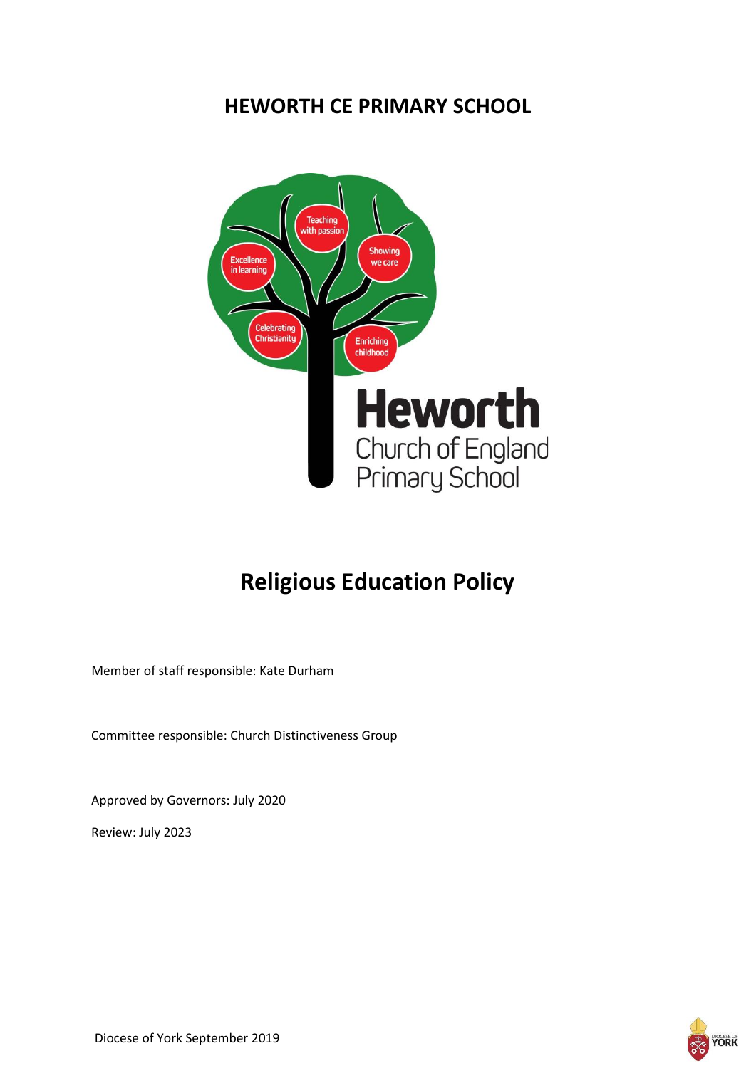# HEWORTH CE PRIMARY SCHOOL

# Religious Education Policy

Member of staff responsible: Kate Durham

Committee responsible: Church Distinctiveness Group

Approved by Governors: July 2020

Review: July 2023

Diocese of York September 2019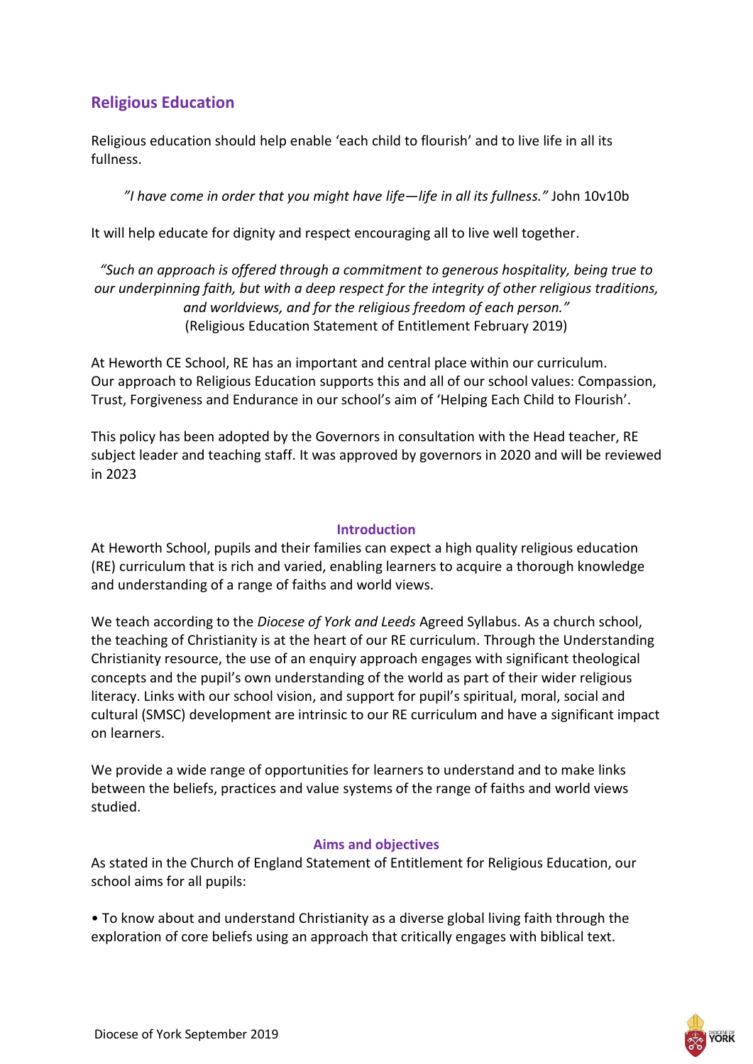## Religious Education

Religious education should help enable 'each child to flourish' and to live life in all its fullness.

*"I have come in order that you might have life—life in all its fullness."* John 10v10b

It will help educate for dignity and respect encouraging all to live well together.

*"Such an approach is offered through a commitment to generous hospitality, being true to our underpinning faith, but with a deep respect for the integrity of other religious traditions, and worldviews, and for the religious freedom of each person."*
(Religious Education Statement of Entitlement February 2019)

At Heworth CE School, RE has an important and central place within our curriculum. Our approach to Religious Education supports this and all of our school values: Compassion, Trust, Forgiveness and Endurance in our school's aim of 'Helping Each Child to Flourish'.

This policy has been adopted by the Governors in consultation with the Head teacher, RE subject leader and teaching staff. It was approved by governors in 2020 and will be reviewed in 2023

### Introduction

At Heworth School, pupils and their families can expect a high quality religious education (RE) curriculum that is rich and varied, enabling learners to acquire a thorough knowledge and understanding of a range of faiths and world views.

We teach according to the *Diocese of York and Leeds* Agreed Syllabus. As a church school, the teaching of Christianity is at the heart of our RE curriculum. Through the Understanding Christianity resource, the use of an enquiry approach engages with significant theological concepts and the pupil's own understanding of the world as part of their wider religious literacy. Links with our school vision, and support for pupil's spiritual, moral, social and cultural (SMSC) development are intrinsic to our RE curriculum and have a significant impact on learners.

We provide a wide range of opportunities for learners to understand and to make links between the beliefs, practices and value systems of the range of faiths and world views studied.

### Aims and objectives

As stated in the Church of England Statement of Entitlement for Religious Education, our school aims for all pupils:

- To know about and understand Christianity as a diverse global living faith through the exploration of core beliefs using an approach that critically engages with biblical text.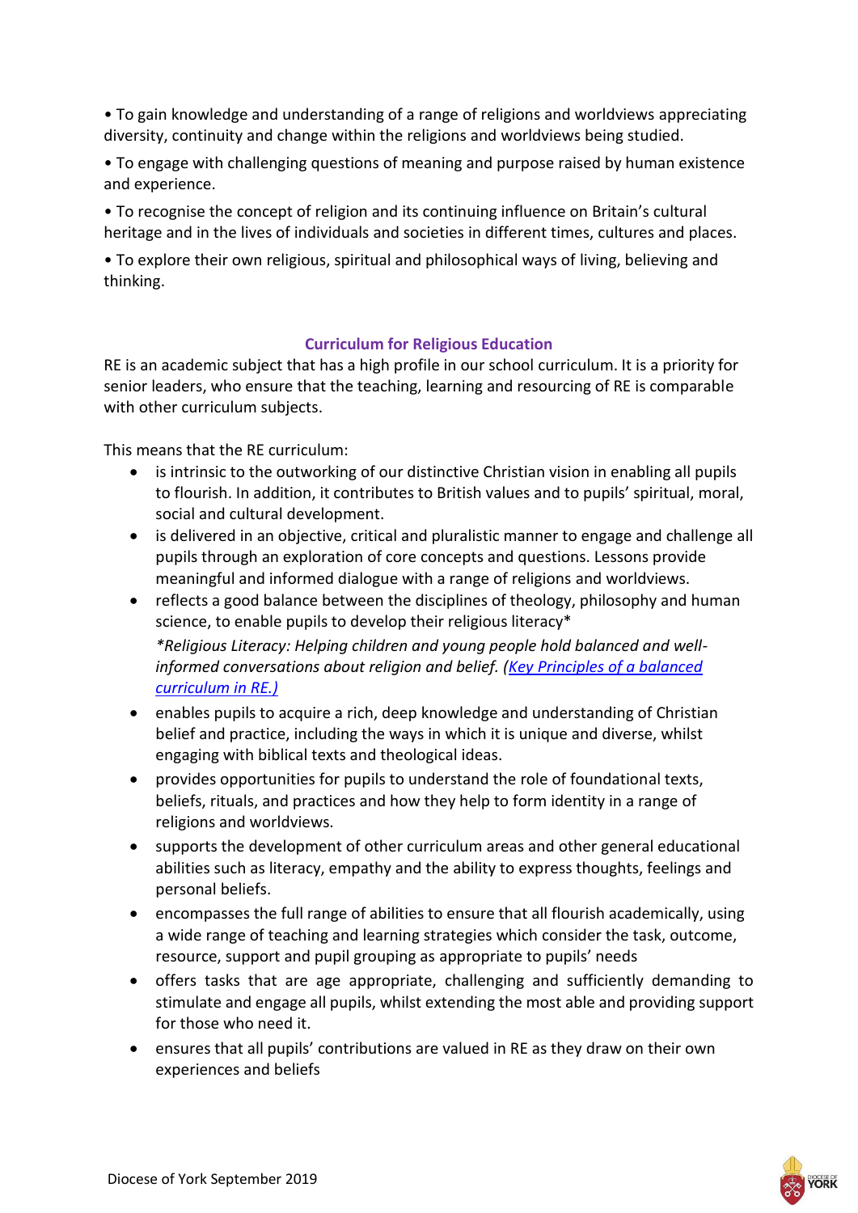• To gain knowledge and understanding of a range of religions and worldviews appreciating diversity, continuity and change within the religions and worldviews being studied.

• To engage with challenging questions of meaning and purpose raised by human existence and experience.

• To recognise the concept of religion and its continuing influence on Britain's cultural heritage and in the lives of individuals and societies in different times, cultures and places.

• To explore their own religious, spiritual and philosophical ways of living, believing and thinking.

## Curriculum for Religious Education

RE is an academic subject that has a high profile in our school curriculum. It is a priority for senior leaders, who ensure that the teaching, learning and resourcing of RE is comparable with other curriculum subjects.

This means that the RE curriculum:

- is intrinsic to the outworking of our distinctive Christian vision in enabling all pupils to flourish. In addition, it contributes to British values and to pupils' spiritual, moral, social and cultural development.
- is delivered in an objective, critical and pluralistic manner to engage and challenge all pupils through an exploration of core concepts and questions. Lessons provide meaningful and informed dialogue with a range of religions and worldviews.
- reflects a good balance between the disciplines of theology, philosophy and human science, to enable pupils to develop their religious literacy*
  *\*Religious Literacy: Helping children and young people hold balanced and well-informed conversations about religion and belief. (Key Principles of a balanced curriculum in RE.)*
- enables pupils to acquire a rich, deep knowledge and understanding of Christian belief and practice, including the ways in which it is unique and diverse, whilst engaging with biblical texts and theological ideas.
- provides opportunities for pupils to understand the role of foundational texts, beliefs, rituals, and practices and how they help to form identity in a range of religions and worldviews.
- supports the development of other curriculum areas and other general educational abilities such as literacy, empathy and the ability to express thoughts, feelings and personal beliefs.
- encompasses the full range of abilities to ensure that all flourish academically, using a wide range of teaching and learning strategies which consider the task, outcome, resource, support and pupil grouping as appropriate to pupils' needs
- offers tasks that are age appropriate, challenging and sufficiently demanding to stimulate and engage all pupils, whilst extending the most able and providing support for those who need it.
- ensures that all pupils' contributions are valued in RE as they draw on their own experiences and beliefs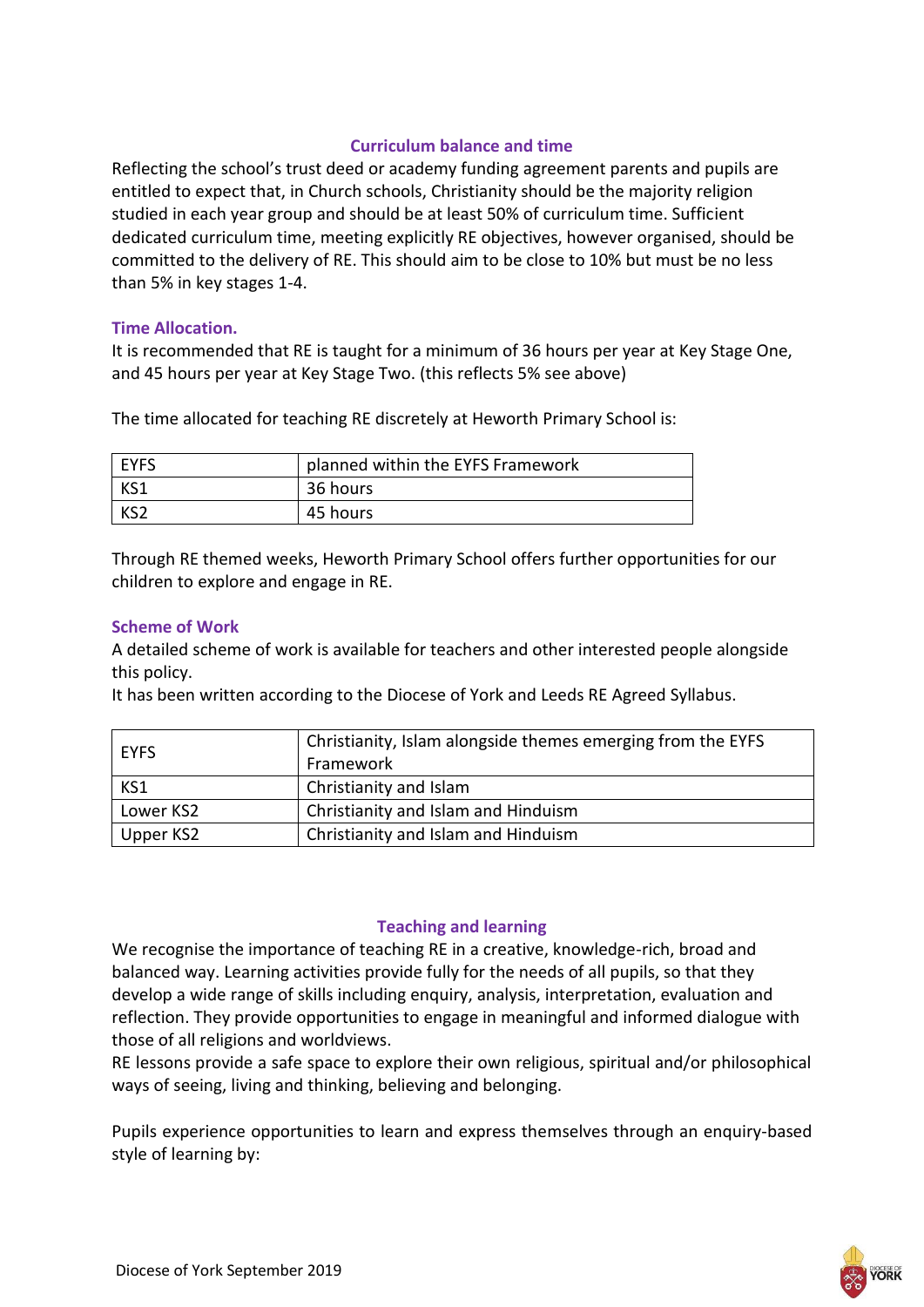## Curriculum balance and time

Reflecting the school's trust deed or academy funding agreement parents and pupils are entitled to expect that, in Church schools, Christianity should be the majority religion studied in each year group and should be at least 50% of curriculum time. Sufficient dedicated curriculum time, meeting explicitly RE objectives, however organised, should be committed to the delivery of RE. This should aim to be close to 10% but must be no less than 5% in key stages 1-4.

### Time Allocation.

It is recommended that RE is taught for a minimum of 36 hours per year at Key Stage One, and 45 hours per year at Key Stage Two. (this reflects 5% see above)

The time allocated for teaching RE discretely at Heworth Primary School is:

| EYFS | planned within the EYFS Framework |
|---|---|
| KS1 | 36 hours |
| KS2 | 45 hours |

Through RE themed weeks, Heworth Primary School offers further opportunities for our children to explore and engage in RE.

### Scheme of Work

A detailed scheme of work is available for teachers and other interested people alongside this policy.
It has been written according to the Diocese of York and Leeds RE Agreed Syllabus.

| EYFS | Christianity, Islam alongside themes emerging from the EYFS Framework |
|---|---|
| KS1 | Christianity and Islam |
| Lower KS2 | Christianity and Islam and Hinduism |
| Upper KS2 | Christianity and Islam and Hinduism |

## Teaching and learning

We recognise the importance of teaching RE in a creative, knowledge-rich, broad and balanced way. Learning activities provide fully for the needs of all pupils, so that they develop a wide range of skills including enquiry, analysis, interpretation, evaluation and reflection. They provide opportunities to engage in meaningful and informed dialogue with those of all religions and worldviews.
RE lessons provide a safe space to explore their own religious, spiritual and/or philosophical ways of seeing, living and thinking, believing and belonging.

Pupils experience opportunities to learn and express themselves through an enquiry-based style of learning by: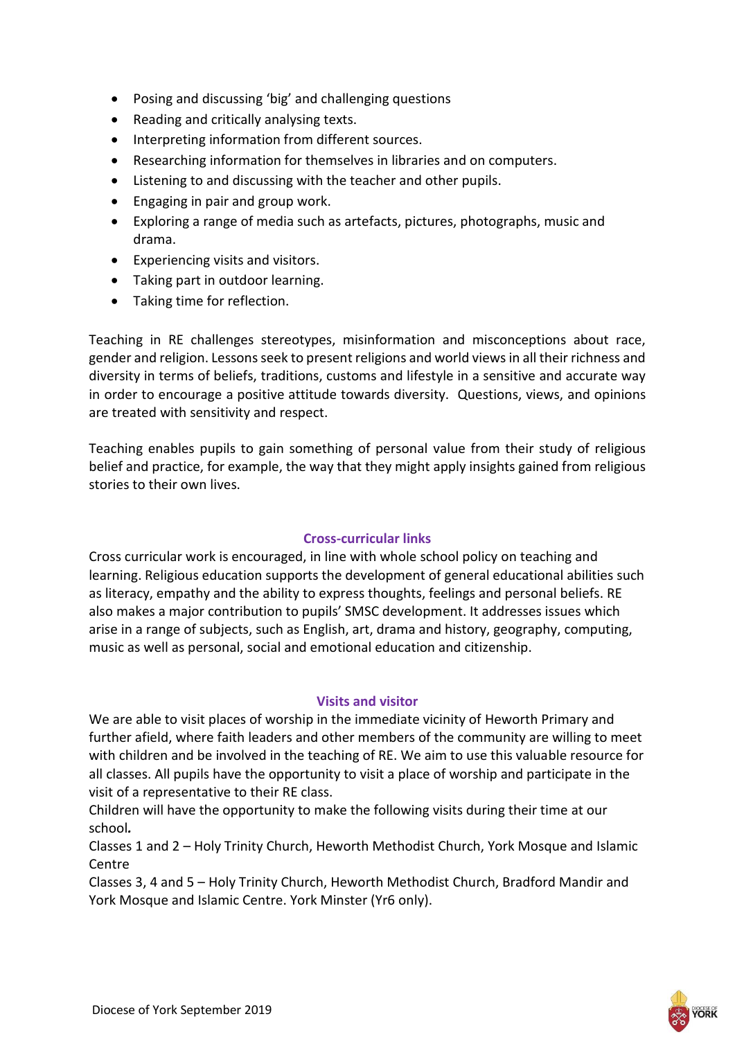- Posing and discussing 'big' and challenging questions
- Reading and critically analysing texts.
- Interpreting information from different sources.
- Researching information for themselves in libraries and on computers.
- Listening to and discussing with the teacher and other pupils.
- Engaging in pair and group work.
- Exploring a range of media such as artefacts, pictures, photographs, music and drama.
- Experiencing visits and visitors.
- Taking part in outdoor learning.
- Taking time for reflection.

Teaching in RE challenges stereotypes, misinformation and misconceptions about race, gender and religion. Lessons seek to present religions and world views in all their richness and diversity in terms of beliefs, traditions, customs and lifestyle in a sensitive and accurate way in order to encourage a positive attitude towards diversity. Questions, views, and opinions are treated with sensitivity and respect.

Teaching enables pupils to gain something of personal value from their study of religious belief and practice, for example, the way that they might apply insights gained from religious stories to their own lives.

## Cross-curricular links

Cross curricular work is encouraged, in line with whole school policy on teaching and learning. Religious education supports the development of general educational abilities such as literacy, empathy and the ability to express thoughts, feelings and personal beliefs. RE also makes a major contribution to pupils' SMSC development. It addresses issues which arise in a range of subjects, such as English, art, drama and history, geography, computing, music as well as personal, social and emotional education and citizenship.

## Visits and visitor

We are able to visit places of worship in the immediate vicinity of Heworth Primary and further afield, where faith leaders and other members of the community are willing to meet with children and be involved in the teaching of RE. We aim to use this valuable resource for all classes. All pupils have the opportunity to visit a place of worship and participate in the visit of a representative to their RE class.

Children will have the opportunity to make the following visits during their time at our school*.*

Classes 1 and 2 – Holy Trinity Church, Heworth Methodist Church, York Mosque and Islamic Centre

Classes 3, 4 and 5 – Holy Trinity Church, Heworth Methodist Church, Bradford Mandir and York Mosque and Islamic Centre. York Minster (Yr6 only).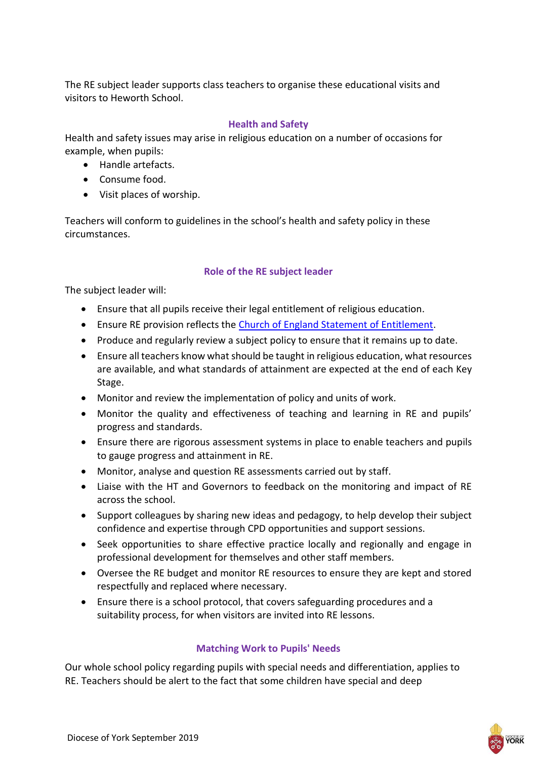The RE subject leader supports class teachers to organise these educational visits and visitors to Heworth School.

## Health and Safety

Health and safety issues may arise in religious education on a number of occasions for example, when pupils:

- Handle artefacts.
- Consume food.
- Visit places of worship.

Teachers will conform to guidelines in the school's health and safety policy in these circumstances.

## Role of the RE subject leader

The subject leader will:

- Ensure that all pupils receive their legal entitlement of religious education.
- Ensure RE provision reflects the [Church of England Statement of Entitlement]().
- Produce and regularly review a subject policy to ensure that it remains up to date.
- Ensure all teachers know what should be taught in religious education, what resources are available, and what standards of attainment are expected at the end of each Key Stage.
- Monitor and review the implementation of policy and units of work.
- Monitor the quality and effectiveness of teaching and learning in RE and pupils' progress and standards.
- Ensure there are rigorous assessment systems in place to enable teachers and pupils to gauge progress and attainment in RE.
- Monitor, analyse and question RE assessments carried out by staff.
- Liaise with the HT and Governors to feedback on the monitoring and impact of RE across the school.
- Support colleagues by sharing new ideas and pedagogy, to help develop their subject confidence and expertise through CPD opportunities and support sessions.
- Seek opportunities to share effective practice locally and regionally and engage in professional development for themselves and other staff members.
- Oversee the RE budget and monitor RE resources to ensure they are kept and stored respectfully and replaced where necessary.
- Ensure there is a school protocol, that covers safeguarding procedures and a suitability process, for when visitors are invited into RE lessons.

## Matching Work to Pupils' Needs

Our whole school policy regarding pupils with special needs and differentiation, applies to RE. Teachers should be alert to the fact that some children have special and deep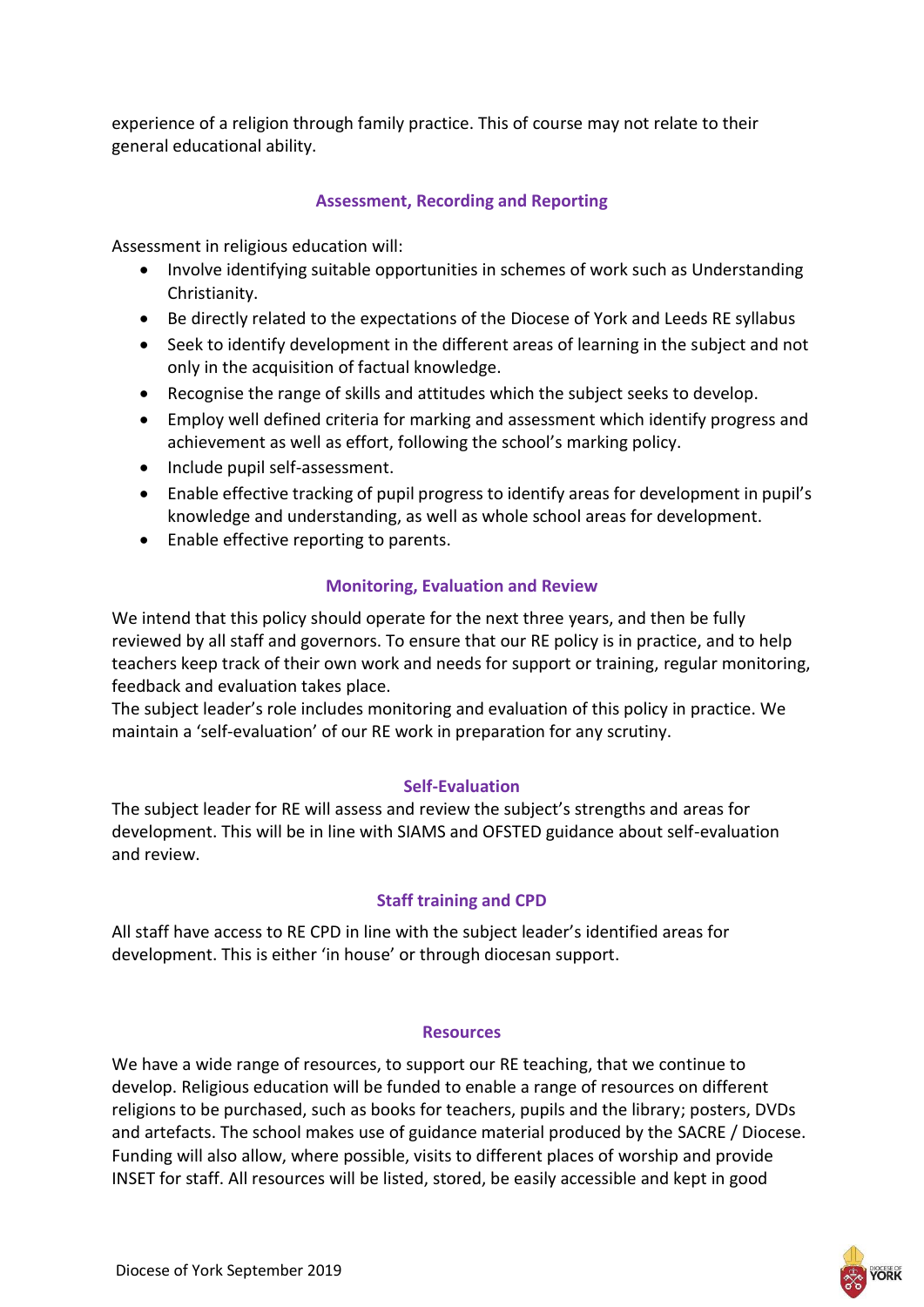experience of a religion through family practice. This of course may not relate to their general educational ability.

## Assessment, Recording and Reporting

Assessment in religious education will:

- Involve identifying suitable opportunities in schemes of work such as Understanding Christianity.
- Be directly related to the expectations of the Diocese of York and Leeds RE syllabus
- Seek to identify development in the different areas of learning in the subject and not only in the acquisition of factual knowledge.
- Recognise the range of skills and attitudes which the subject seeks to develop.
- Employ well defined criteria for marking and assessment which identify progress and achievement as well as effort, following the school's marking policy.
- Include pupil self-assessment.
- Enable effective tracking of pupil progress to identify areas for development in pupil's knowledge and understanding, as well as whole school areas for development.
- Enable effective reporting to parents.

## Monitoring, Evaluation and Review

We intend that this policy should operate for the next three years, and then be fully reviewed by all staff and governors. To ensure that our RE policy is in practice, and to help teachers keep track of their own work and needs for support or training, regular monitoring, feedback and evaluation takes place.
The subject leader's role includes monitoring and evaluation of this policy in practice. We maintain a 'self-evaluation' of our RE work in preparation for any scrutiny.

## Self-Evaluation

The subject leader for RE will assess and review the subject's strengths and areas for development. This will be in line with SIAMS and OFSTED guidance about self-evaluation and review.

## Staff training and CPD

All staff have access to RE CPD in line with the subject leader's identified areas for development. This is either 'in house' or through diocesan support.

## Resources

We have a wide range of resources, to support our RE teaching, that we continue to develop. Religious education will be funded to enable a range of resources on different religions to be purchased, such as books for teachers, pupils and the library; posters, DVDs and artefacts. The school makes use of guidance material produced by the SACRE / Diocese. Funding will also allow, where possible, visits to different places of worship and provide INSET for staff. All resources will be listed, stored, be easily accessible and kept in good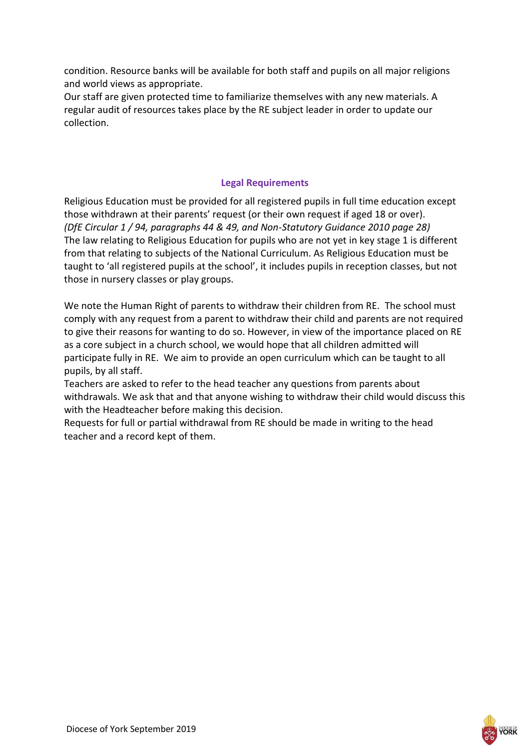condition. Resource banks will be available for both staff and pupils on all major religions and world views as appropriate.
Our staff are given protected time to familiarize themselves with any new materials. A regular audit of resources takes place by the RE subject leader in order to update our collection.

## Legal Requirements

Religious Education must be provided for all registered pupils in full time education except those withdrawn at their parents' request (or their own request if aged 18 or over). *(DfE Circular 1 / 94, paragraphs 44 & 49, and Non-Statutory Guidance 2010 page 28)*
The law relating to Religious Education for pupils who are not yet in key stage 1 is different from that relating to subjects of the National Curriculum. As Religious Education must be taught to 'all registered pupils at the school', it includes pupils in reception classes, but not those in nursery classes or play groups.

We note the Human Right of parents to withdraw their children from RE. The school must comply with any request from a parent to withdraw their child and parents are not required to give their reasons for wanting to do so. However, in view of the importance placed on RE as a core subject in a church school, we would hope that all children admitted will participate fully in RE. We aim to provide an open curriculum which can be taught to all pupils, by all staff.
Teachers are asked to refer to the head teacher any questions from parents about withdrawals. We ask that and that anyone wishing to withdraw their child would discuss this with the Headteacher before making this decision.
Requests for full or partial withdrawal from RE should be made in writing to the head teacher and a record kept of them.